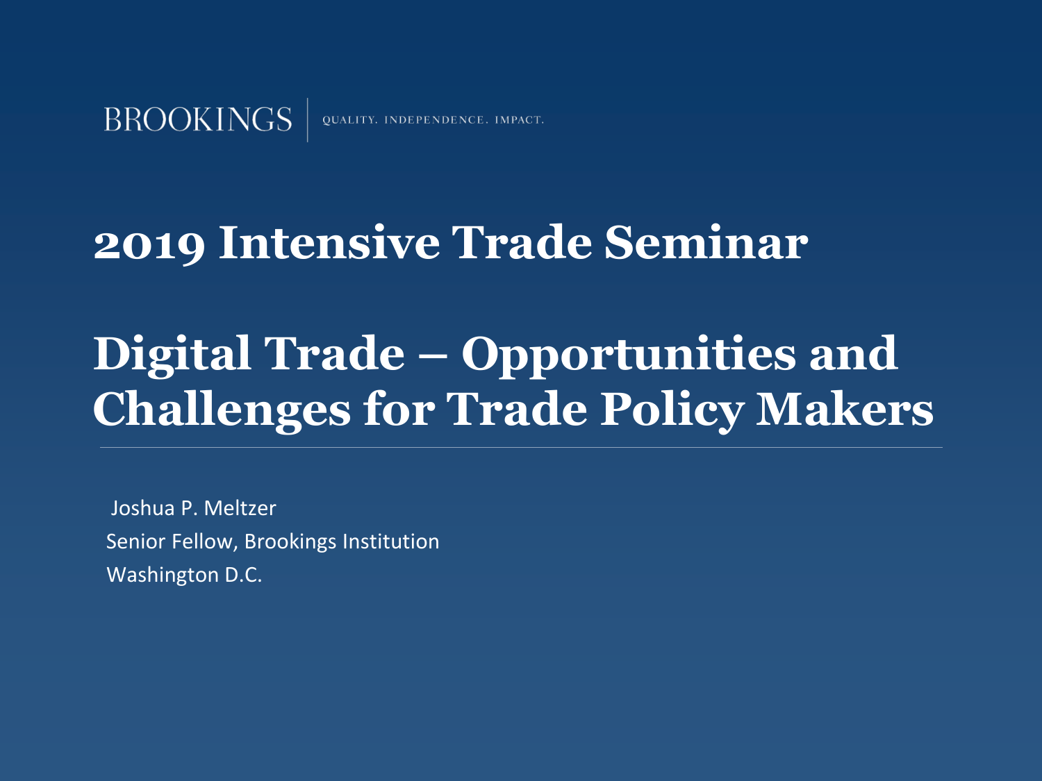BROOKINGS | QUALITY. INDEPENDENCE. IMPACT.

# 2019 Intensive Trade Seminar

# Digital Trade – Opportunities and Challenges for Trade Policy Makers

Joshua P. Meltzer

Senior Fellow, Brookings Institution

Washington D.C.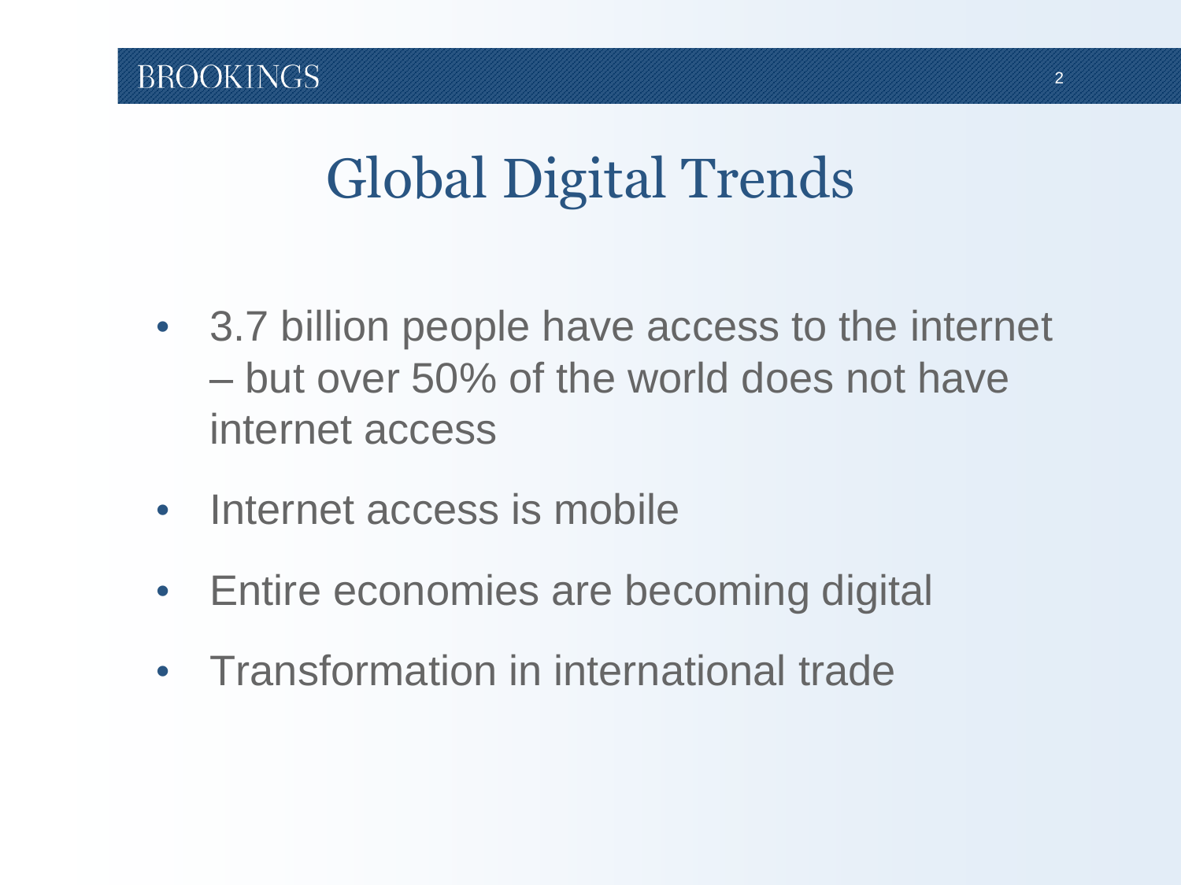# Global Digital Trends

- 3.7 billion people have access to the internet – but over 50% of the world does not have internet access
- Internet access is mobile
- Entire economies are becoming digital
- Transformation in international trade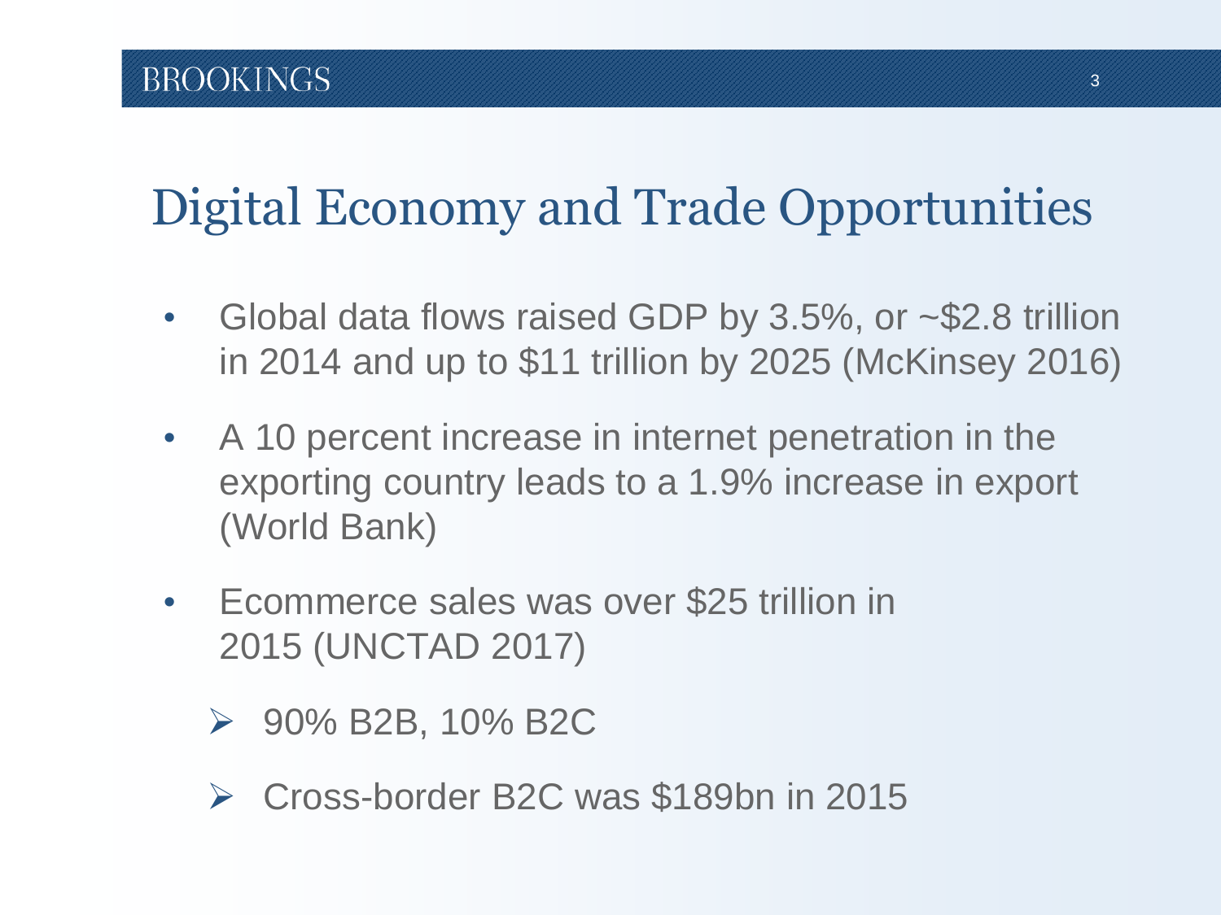# Digital Economy and Trade Opportunities

- Global data flows raised GDP by 3.5%, or ~$2.8 trillion in 2014 and up to $11 trillion by 2025 (McKinsey 2016)
- A 10 percent increase in internet penetration in the exporting country leads to a 1.9% increase in export (World Bank)
- Ecommerce sales was over $25 trillion in 2015 (UNCTAD 2017)
  - 90% B2B, 10% B2C
  - Cross-border B2C was $189bn in 2015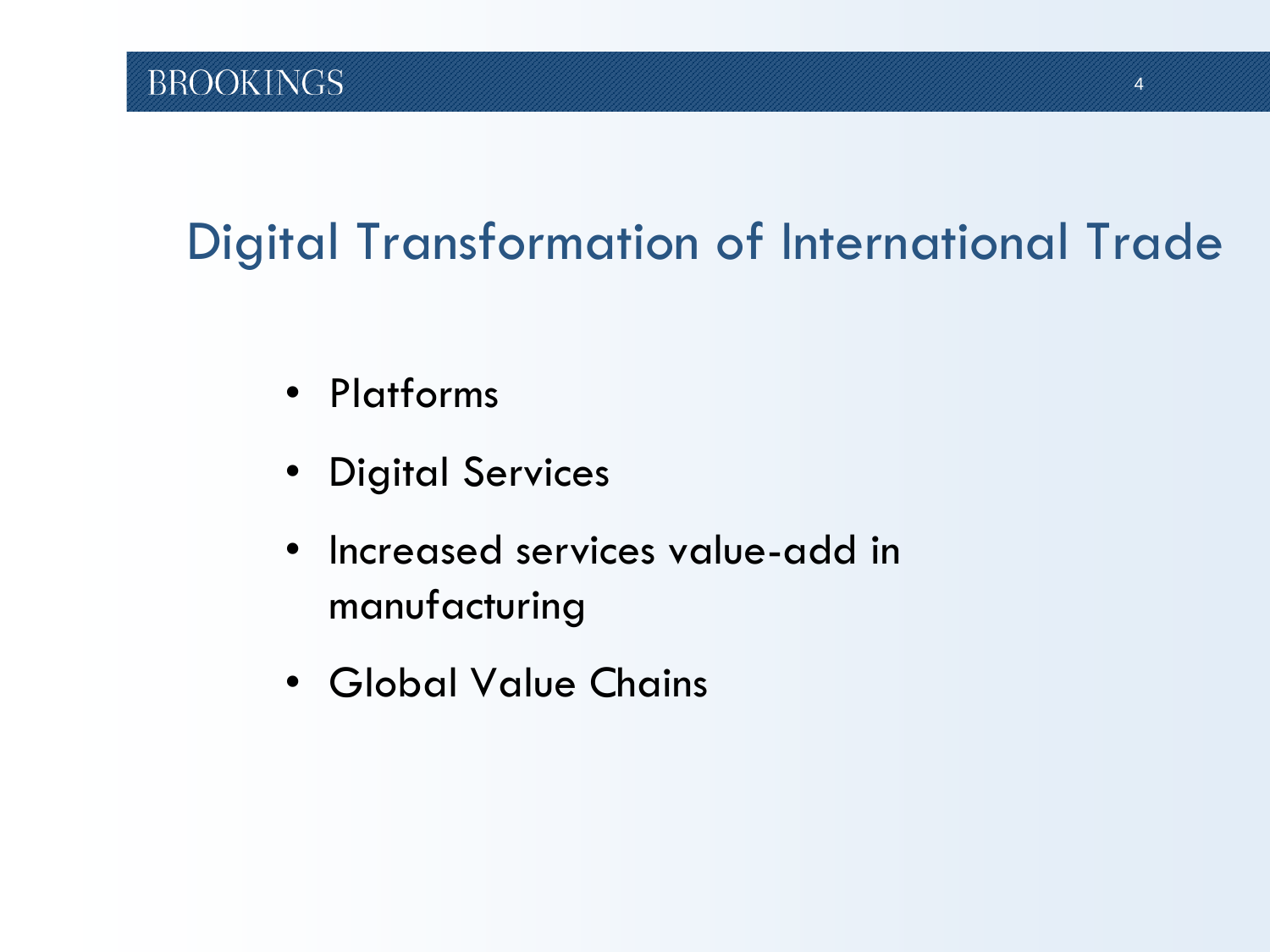# Digital Transformation of International Trade

- Platforms
- Digital Services
- Increased services value-add in manufacturing
- Global Value Chains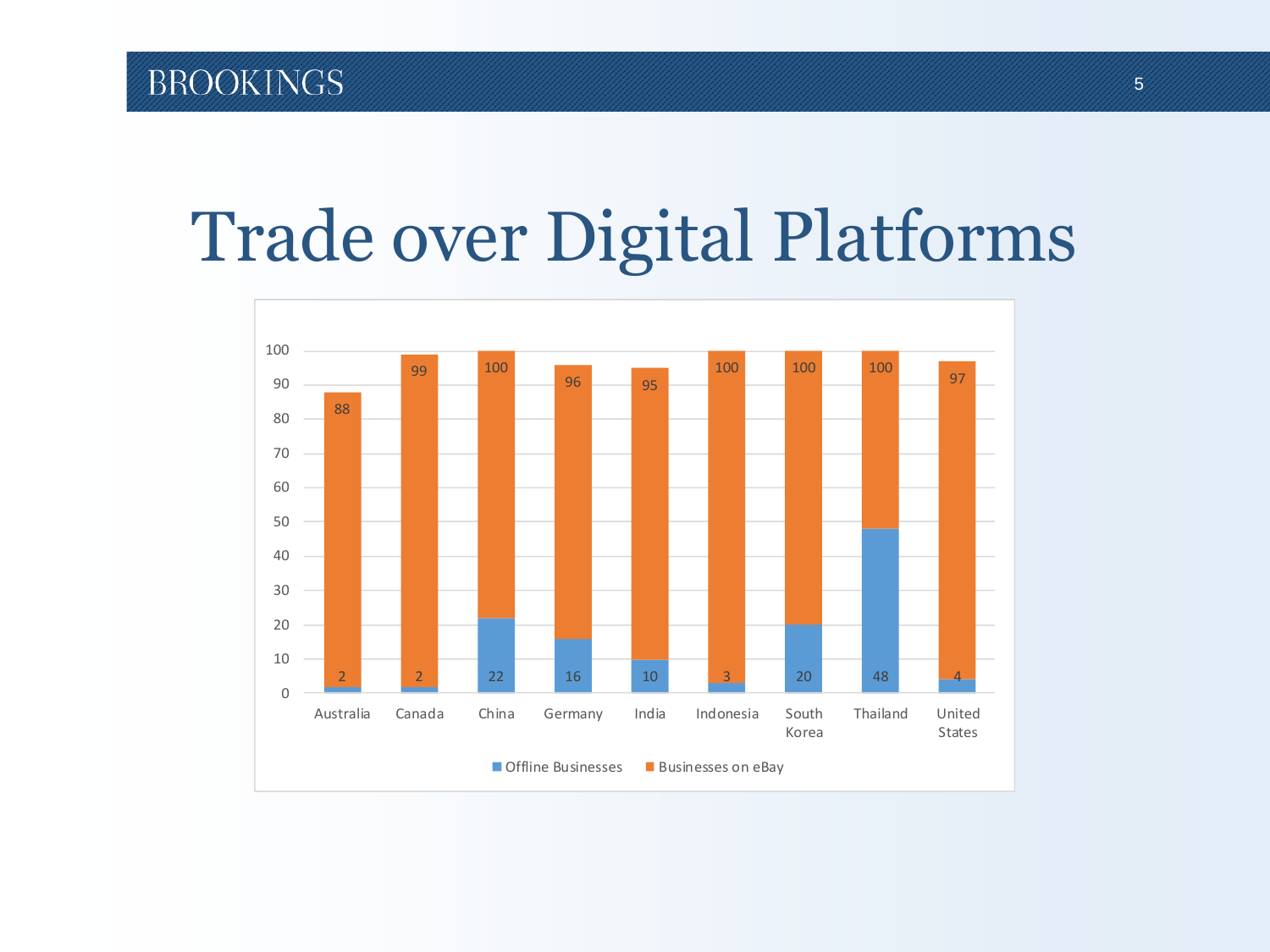# Trade over Digital Platforms

| Country | Offline Businesses | Businesses on eBay |
| --- | --- | --- |
| Australia | 2 | 88 |
| Canada | 2 | 99 |
| China | 22 | 100 |
| Germany | 16 | 96 |
| India | 10 | 95 |
| Indonesia | 3 | 100 |
| South Korea | 20 | 100 |
| Thailand | 48 | 100 |
| United States | 4 | 97 |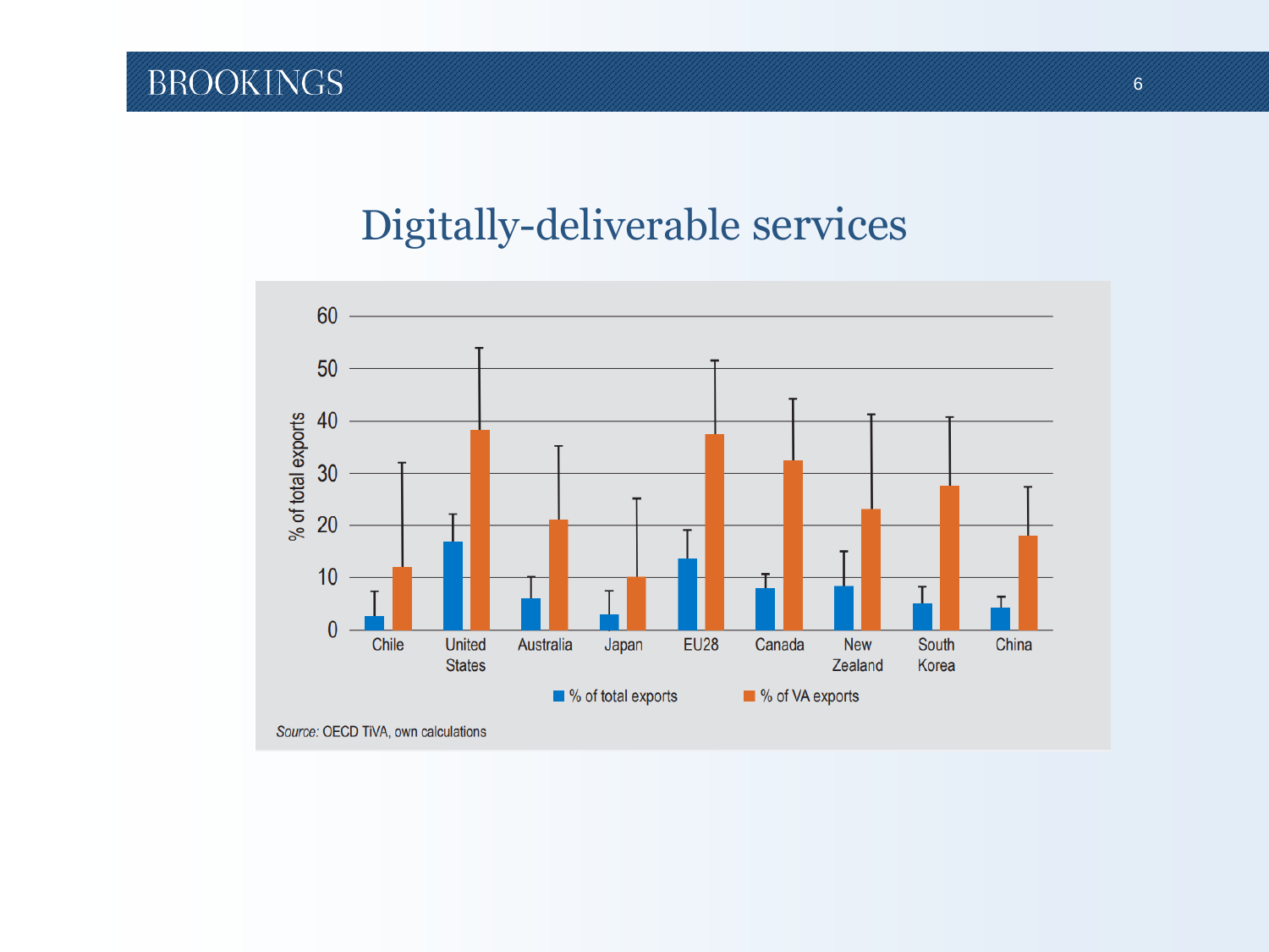# Digitally-deliverable services

Source: OECD TiVA, own calculations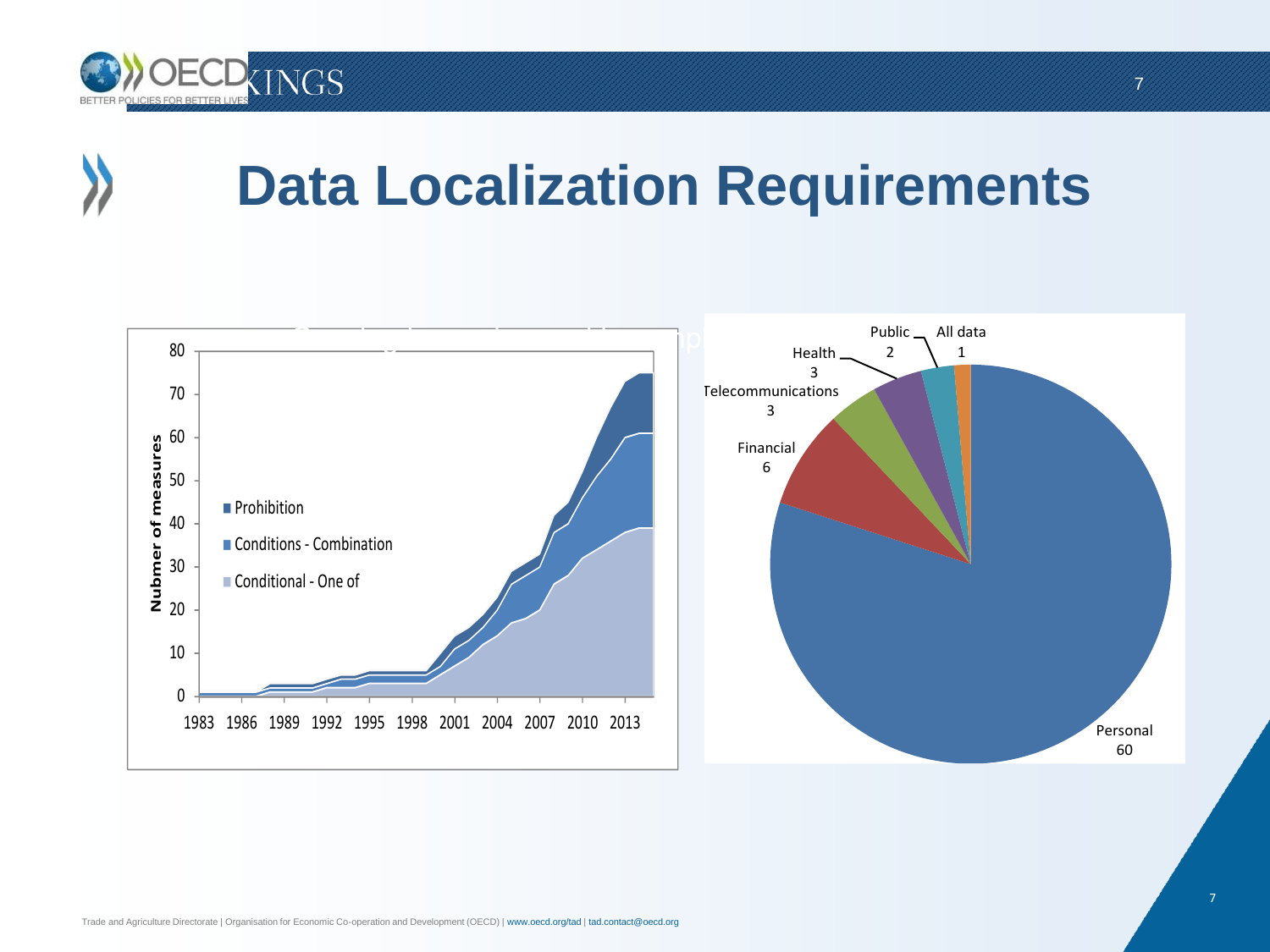# Data Localization Requirements

Nubmer of measures

- Prohibition
- Conditions - Combination
- Conditional - One of

1983 1986 1989 1992 1995 1998 2001 2004 2007 2010 2013

Personal 60
Financial 6
Telecommunications 3
Health 3
Public 2
All data 1

Trade and Agriculture Directorate | Organisation for Economic Co-operation and Development (OECD) | www.oecd.org/tad | tad.contact@oecd.org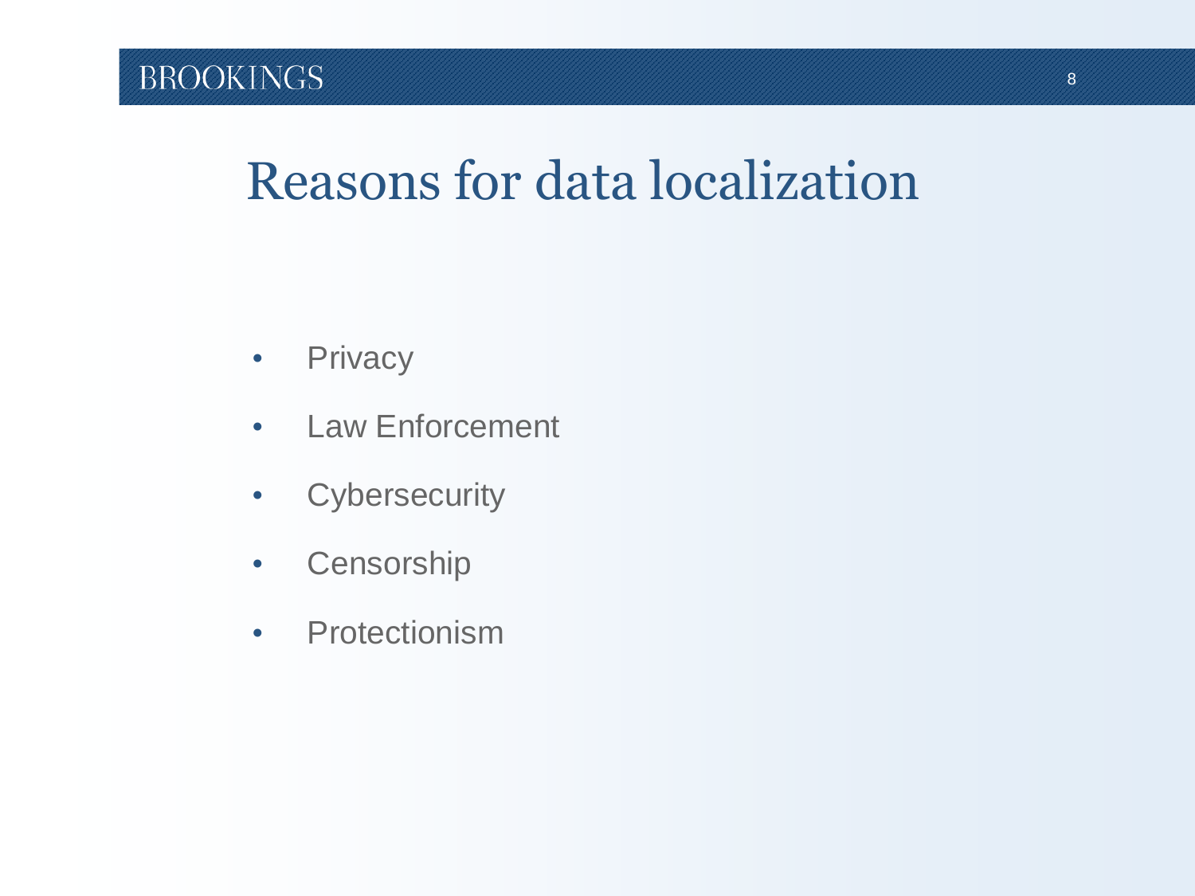# Reasons for data localization

- Privacy
- Law Enforcement
- Cybersecurity
- Censorship
- Protectionism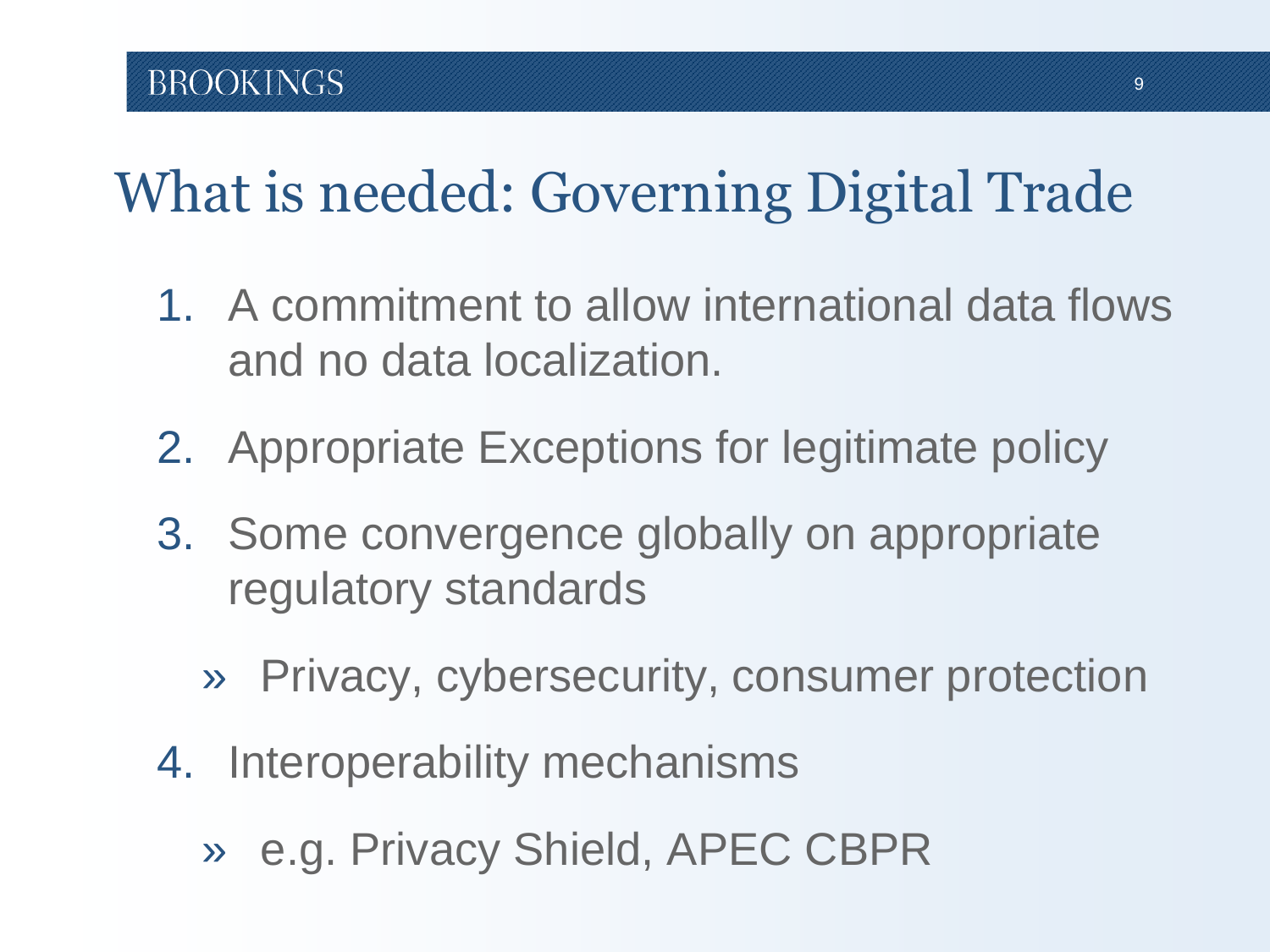# What is needed: Governing Digital Trade

1. A commitment to allow international data flows and no data localization.
2. Appropriate Exceptions for legitimate policy
3. Some convergence globally on appropriate regulatory standards
   - Privacy, cybersecurity, consumer protection
4. Interoperability mechanisms
   - e.g. Privacy Shield, APEC CBPR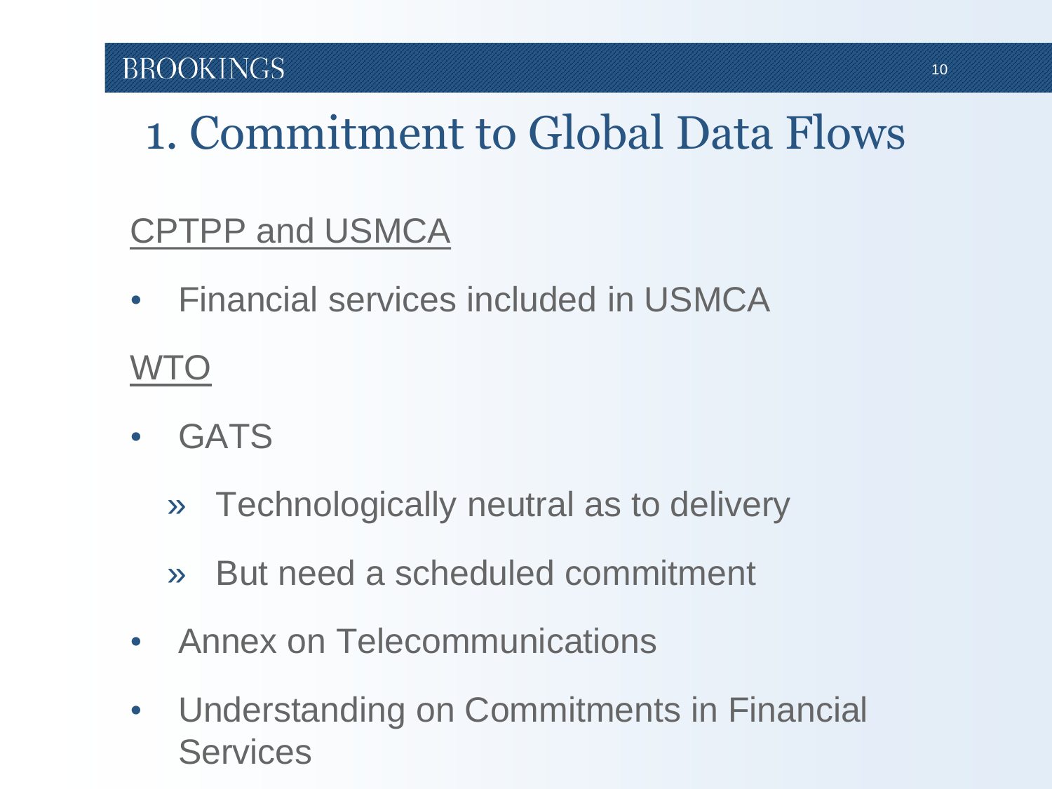# 1. Commitment to Global Data Flows

## CPTPP and USMCA

- Financial services included in USMCA

## WTO

- GATS
  - Technologically neutral as to delivery
  - But need a scheduled commitment
- Annex on Telecommunications
- Understanding on Commitments in Financial Services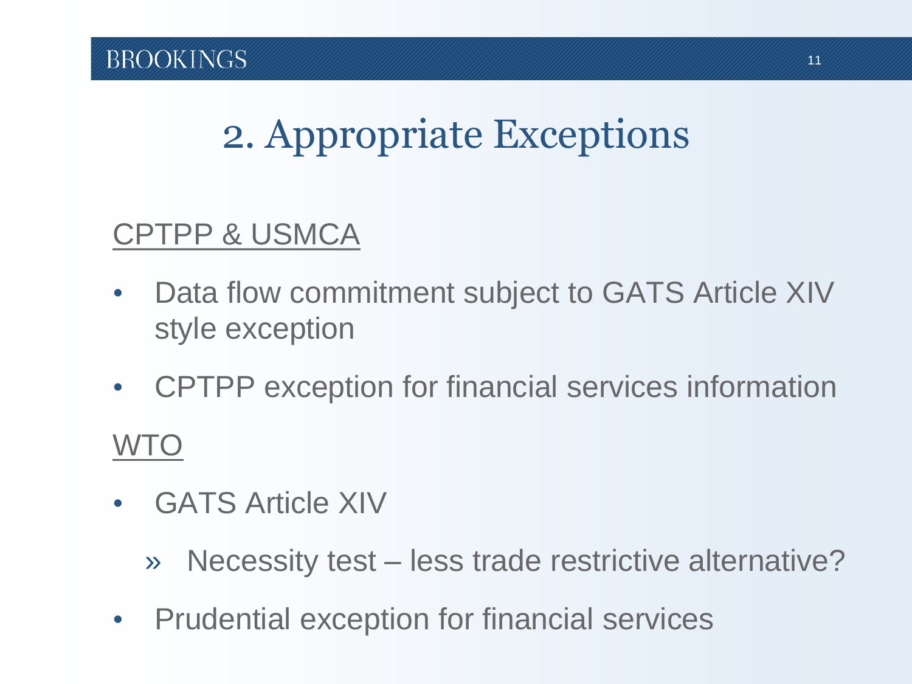## 2. Appropriate Exceptions

CPTPP & USMCA

- Data flow commitment subject to GATS Article XIV style exception
- CPTPP exception for financial services information

WTO

- GATS Article XIV
  - Necessity test – less trade restrictive alternative?
- Prudential exception for financial services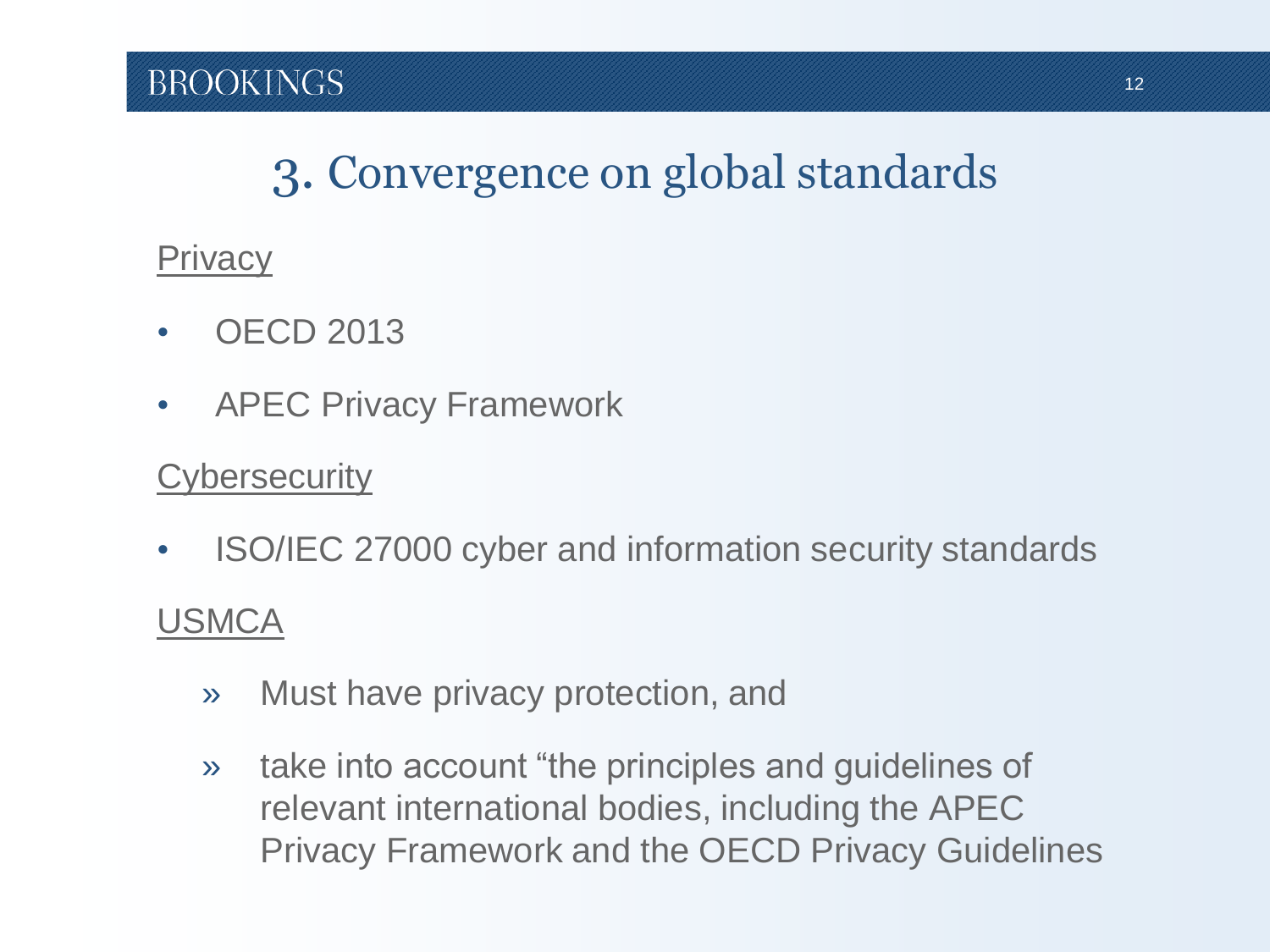# 3. Convergence on global standards

Privacy

- OECD 2013
- APEC Privacy Framework

Cybersecurity

- ISO/IEC 27000 cyber and information security standards

USMCA

  - » Must have privacy protection, and
  - » take into account “the principles and guidelines of relevant international bodies, including the APEC Privacy Framework and the OECD Privacy Guidelines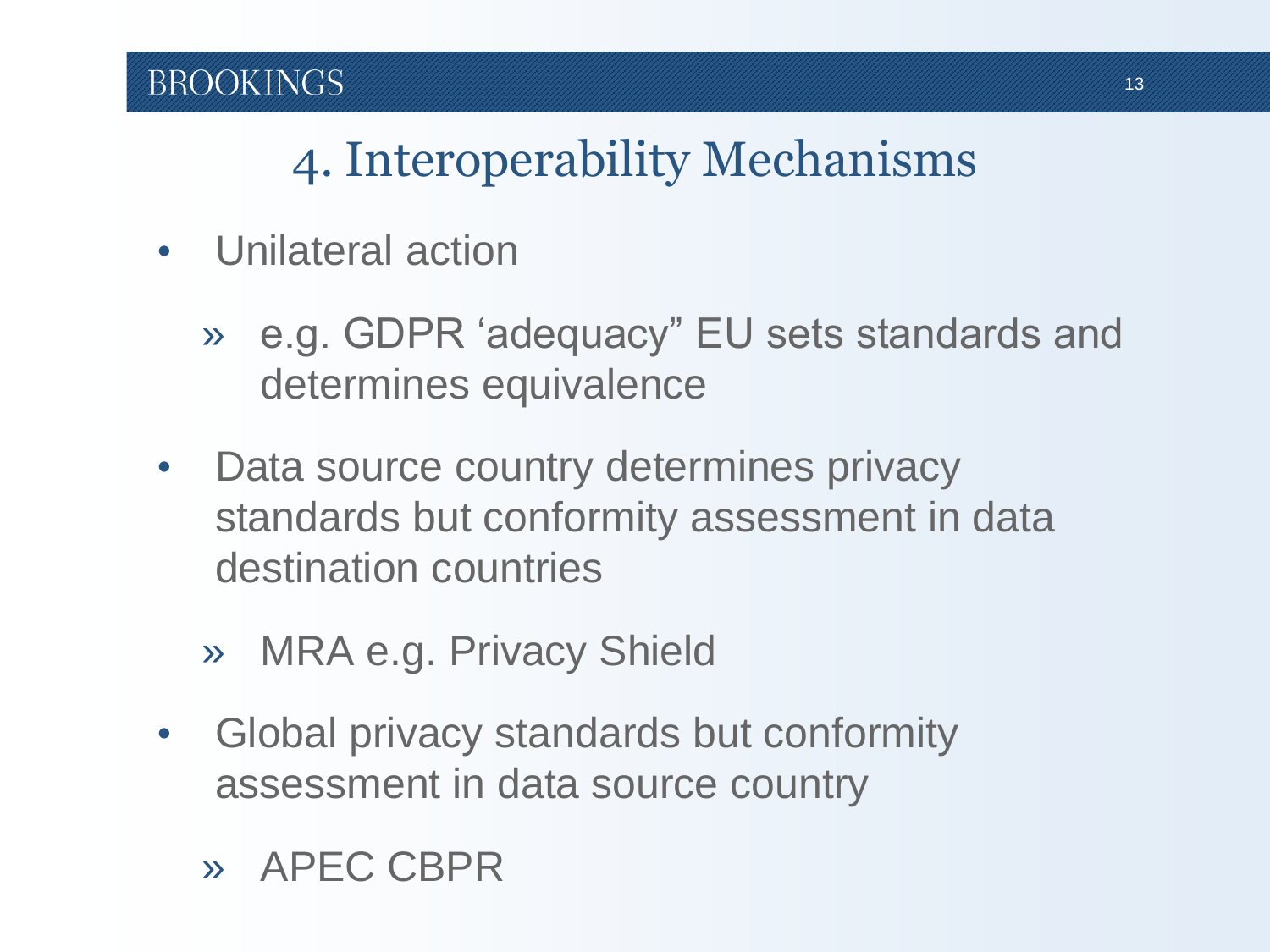# 4. Interoperability Mechanisms

- Unilateral action
  - » e.g. GDPR ‘adequacy” EU sets standards and determines equivalence
- Data source country determines privacy standards but conformity assessment in data destination countries
  - » MRA e.g. Privacy Shield
- Global privacy standards but conformity assessment in data source country
  - » APEC CBPR